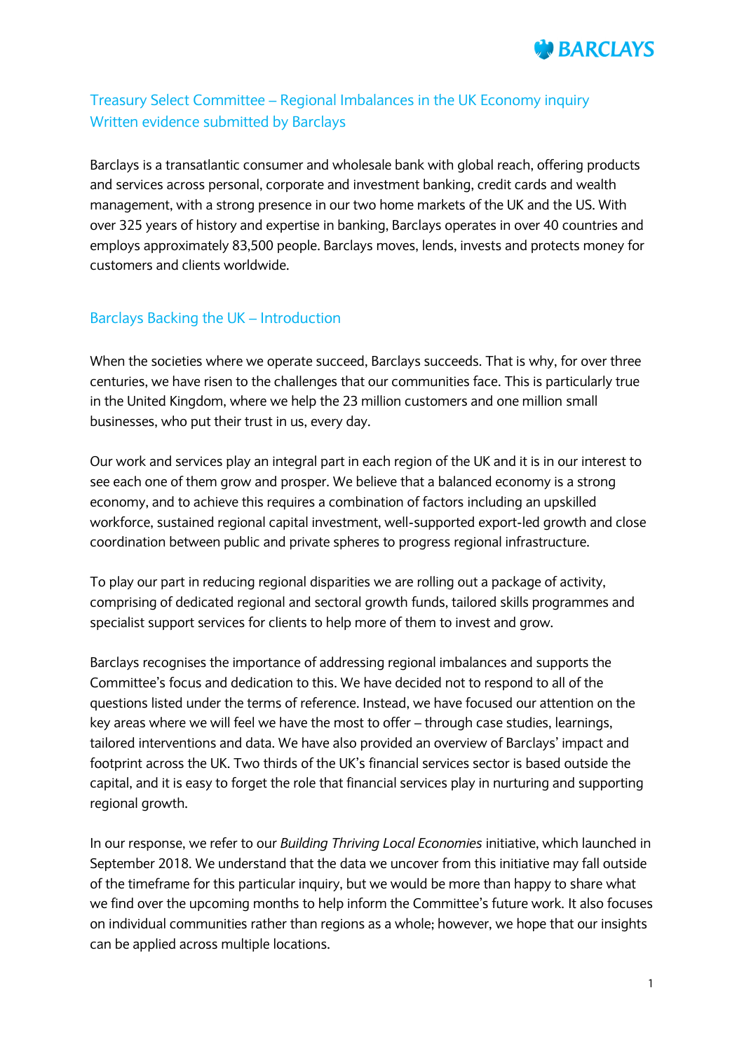## Treasury Select Committee – Regional Imbalances in the UK Economy inquiry
## Written evidence submitted by Barclays

Barclays is a transatlantic consumer and wholesale bank with global reach, offering products and services across personal, corporate and investment banking, credit cards and wealth management, with a strong presence in our two home markets of the UK and the US. With over 325 years of history and expertise in banking, Barclays operates in over 40 countries and employs approximately 83,500 people. Barclays moves, lends, invests and protects money for customers and clients worldwide.

## Barclays Backing the UK – Introduction

When the societies where we operate succeed, Barclays succeeds. That is why, for over three centuries, we have risen to the challenges that our communities face. This is particularly true in the United Kingdom, where we help the 23 million customers and one million small businesses, who put their trust in us, every day.

Our work and services play an integral part in each region of the UK and it is in our interest to see each one of them grow and prosper. We believe that a balanced economy is a strong economy, and to achieve this requires a combination of factors including an upskilled workforce, sustained regional capital investment, well-supported export-led growth and close coordination between public and private spheres to progress regional infrastructure.

To play our part in reducing regional disparities we are rolling out a package of activity, comprising of dedicated regional and sectoral growth funds, tailored skills programmes and specialist support services for clients to help more of them to invest and grow.

Barclays recognises the importance of addressing regional imbalances and supports the Committee's focus and dedication to this. We have decided not to respond to all of the questions listed under the terms of reference. Instead, we have focused our attention on the key areas where we will feel we have the most to offer – through case studies, learnings, tailored interventions and data. We have also provided an overview of Barclays' impact and footprint across the UK. Two thirds of the UK's financial services sector is based outside the capital, and it is easy to forget the role that financial services play in nurturing and supporting regional growth.

In our response, we refer to our *Building Thriving Local Economies* initiative, which launched in September 2018. We understand that the data we uncover from this initiative may fall outside of the timeframe for this particular inquiry, but we would be more than happy to share what we find over the upcoming months to help inform the Committee's future work. It also focuses on individual communities rather than regions as a whole; however, we hope that our insights can be applied across multiple locations.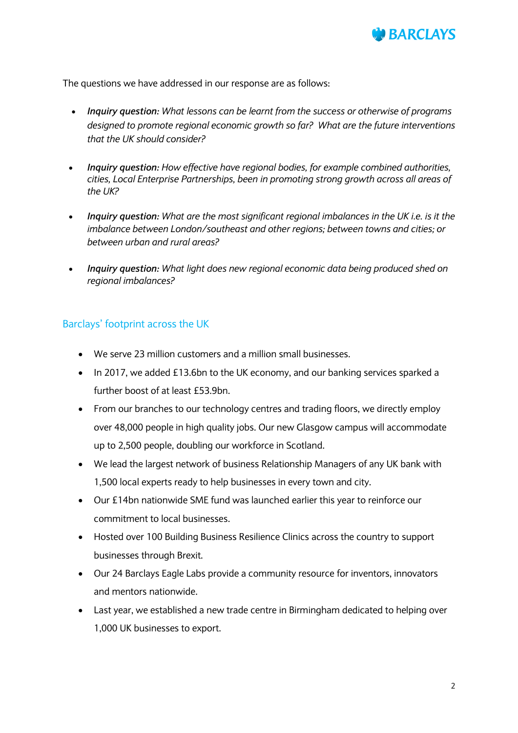The questions we have addressed in our response are as follows:

- ***Inquiry question:*** *What lessons can be learnt from the success or otherwise of programs designed to promote regional economic growth so far? What are the future interventions that the UK should consider?*

- ***Inquiry question:*** *How effective have regional bodies, for example combined authorities, cities, Local Enterprise Partnerships, been in promoting strong growth across all areas of the UK?*

- ***Inquiry question:*** *What are the most significant regional imbalances in the UK i.e. is it the imbalance between London/southeast and other regions; between towns and cities; or between urban and rural areas?*

- ***Inquiry question:*** *What light does new regional economic data being produced shed on regional imbalances?*

## Barclays' footprint across the UK

- We serve 23 million customers and a million small businesses.
- In 2017, we added £13.6bn to the UK economy, and our banking services sparked a further boost of at least £53.9bn.
- From our branches to our technology centres and trading floors, we directly employ over 48,000 people in high quality jobs. Our new Glasgow campus will accommodate up to 2,500 people, doubling our workforce in Scotland.
- We lead the largest network of business Relationship Managers of any UK bank with 1,500 local experts ready to help businesses in every town and city.
- Our £14bn nationwide SME fund was launched earlier this year to reinforce our commitment to local businesses.
- Hosted over 100 Building Business Resilience Clinics across the country to support businesses through Brexit.
- Our 24 Barclays Eagle Labs provide a community resource for inventors, innovators and mentors nationwide.
- Last year, we established a new trade centre in Birmingham dedicated to helping over 1,000 UK businesses to export.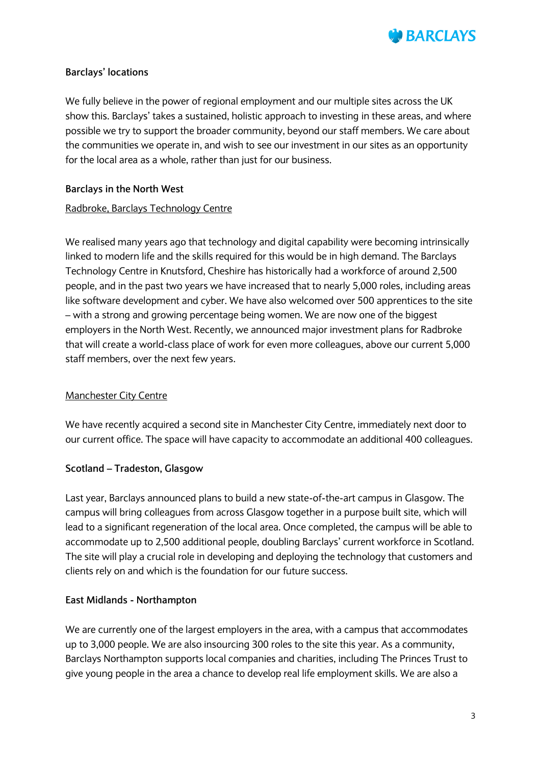**Barclays' locations**

We fully believe in the power of regional employment and our multiple sites across the UK show this. Barclays' takes a sustained, holistic approach to investing in these areas, and where possible we try to support the broader community, beyond our staff members. We care about the communities we operate in, and wish to see our investment in our sites as an opportunity for the local area as a whole, rather than just for our business.

**Barclays in the North West**

Radbroke, Barclays Technology Centre

We realised many years ago that technology and digital capability were becoming intrinsically linked to modern life and the skills required for this would be in high demand. The Barclays Technology Centre in Knutsford, Cheshire has historically had a workforce of around 2,500 people, and in the past two years we have increased that to nearly 5,000 roles, including areas like software development and cyber. We have also welcomed over 500 apprentices to the site – with a strong and growing percentage being women. We are now one of the biggest employers in the North West. Recently, we announced major investment plans for Radbroke that will create a world-class place of work for even more colleagues, above our current 5,000 staff members, over the next few years.

Manchester City Centre

We have recently acquired a second site in Manchester City Centre, immediately next door to our current office. The space will have capacity to accommodate an additional 400 colleagues.

**Scotland – Tradeston, Glasgow**

Last year, Barclays announced plans to build a new state-of-the-art campus in Glasgow. The campus will bring colleagues from across Glasgow together in a purpose built site, which will lead to a significant regeneration of the local area. Once completed, the campus will be able to accommodate up to 2,500 additional people, doubling Barclays' current workforce in Scotland. The site will play a crucial role in developing and deploying the technology that customers and clients rely on and which is the foundation for our future success.

**East Midlands - Northampton**

We are currently one of the largest employers in the area, with a campus that accommodates up to 3,000 people. We are also insourcing 300 roles to the site this year. As a community, Barclays Northampton supports local companies and charities, including The Princes Trust to give young people in the area a chance to develop real life employment skills. We are also a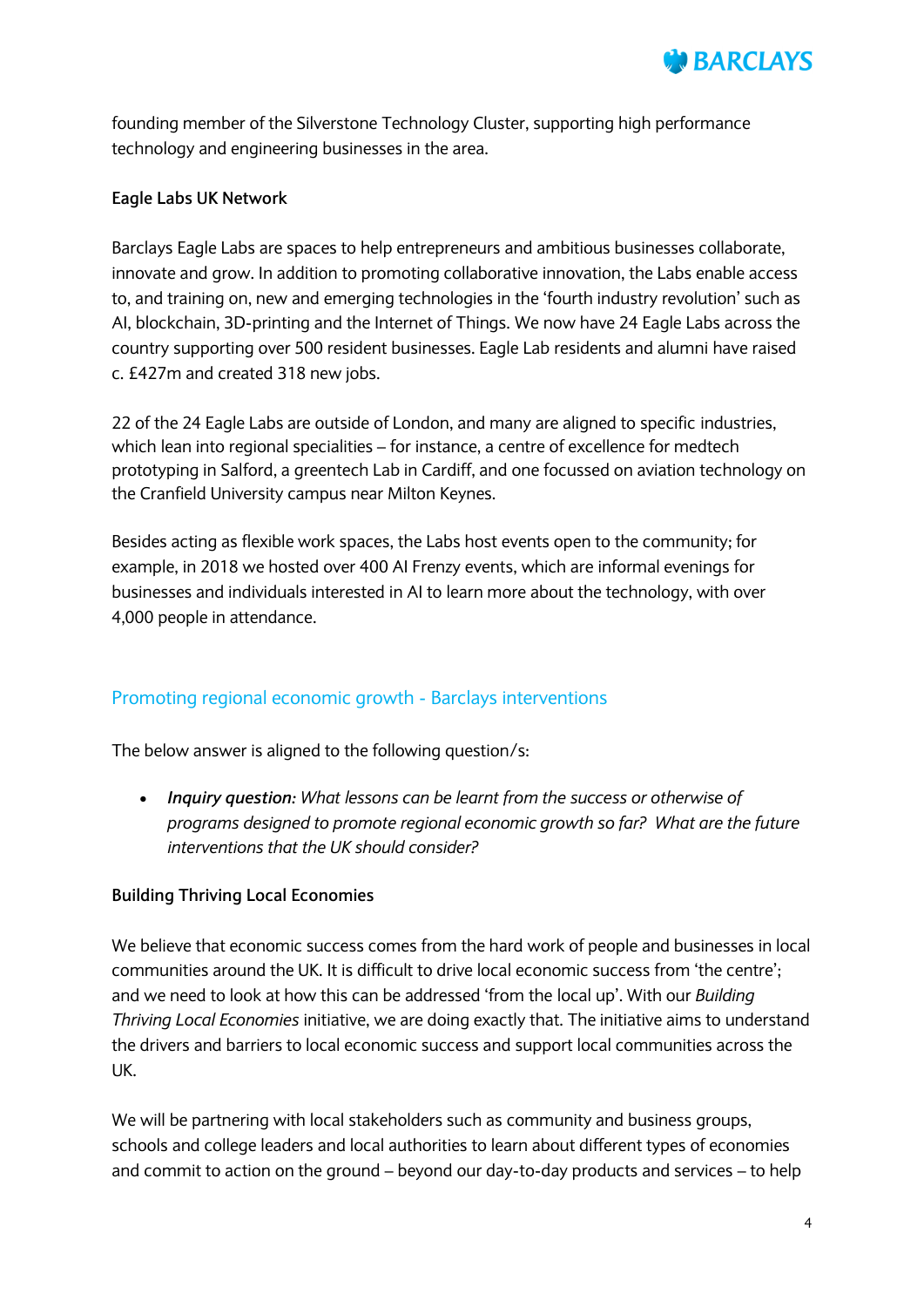founding member of the Silverstone Technology Cluster, supporting high performance technology and engineering businesses in the area.

**Eagle Labs UK Network**

Barclays Eagle Labs are spaces to help entrepreneurs and ambitious businesses collaborate, innovate and grow. In addition to promoting collaborative innovation, the Labs enable access to, and training on, new and emerging technologies in the 'fourth industry revolution' such as AI, blockchain, 3D-printing and the Internet of Things. We now have 24 Eagle Labs across the country supporting over 500 resident businesses. Eagle Lab residents and alumni have raised c. £427m and created 318 new jobs.

22 of the 24 Eagle Labs are outside of London, and many are aligned to specific industries, which lean into regional specialities – for instance, a centre of excellence for medtech prototyping in Salford, a greentech Lab in Cardiff, and one focussed on aviation technology on the Cranfield University campus near Milton Keynes.

Besides acting as flexible work spaces, the Labs host events open to the community; for example, in 2018 we hosted over 400 AI Frenzy events, which are informal evenings for businesses and individuals interested in AI to learn more about the technology, with over 4,000 people in attendance.

## Promoting regional economic growth - Barclays interventions

The below answer is aligned to the following question/s:

- ***Inquiry question:*** *What lessons can be learnt from the success or otherwise of programs designed to promote regional economic growth so far? What are the future interventions that the UK should consider?*

**Building Thriving Local Economies**

We believe that economic success comes from the hard work of people and businesses in local communities around the UK. It is difficult to drive local economic success from 'the centre'; and we need to look at how this can be addressed 'from the local up'. With our *Building Thriving Local Economies* initiative, we are doing exactly that. The initiative aims to understand the drivers and barriers to local economic success and support local communities across the UK.

We will be partnering with local stakeholders such as community and business groups, schools and college leaders and local authorities to learn about different types of economies and commit to action on the ground – beyond our day-to-day products and services – to help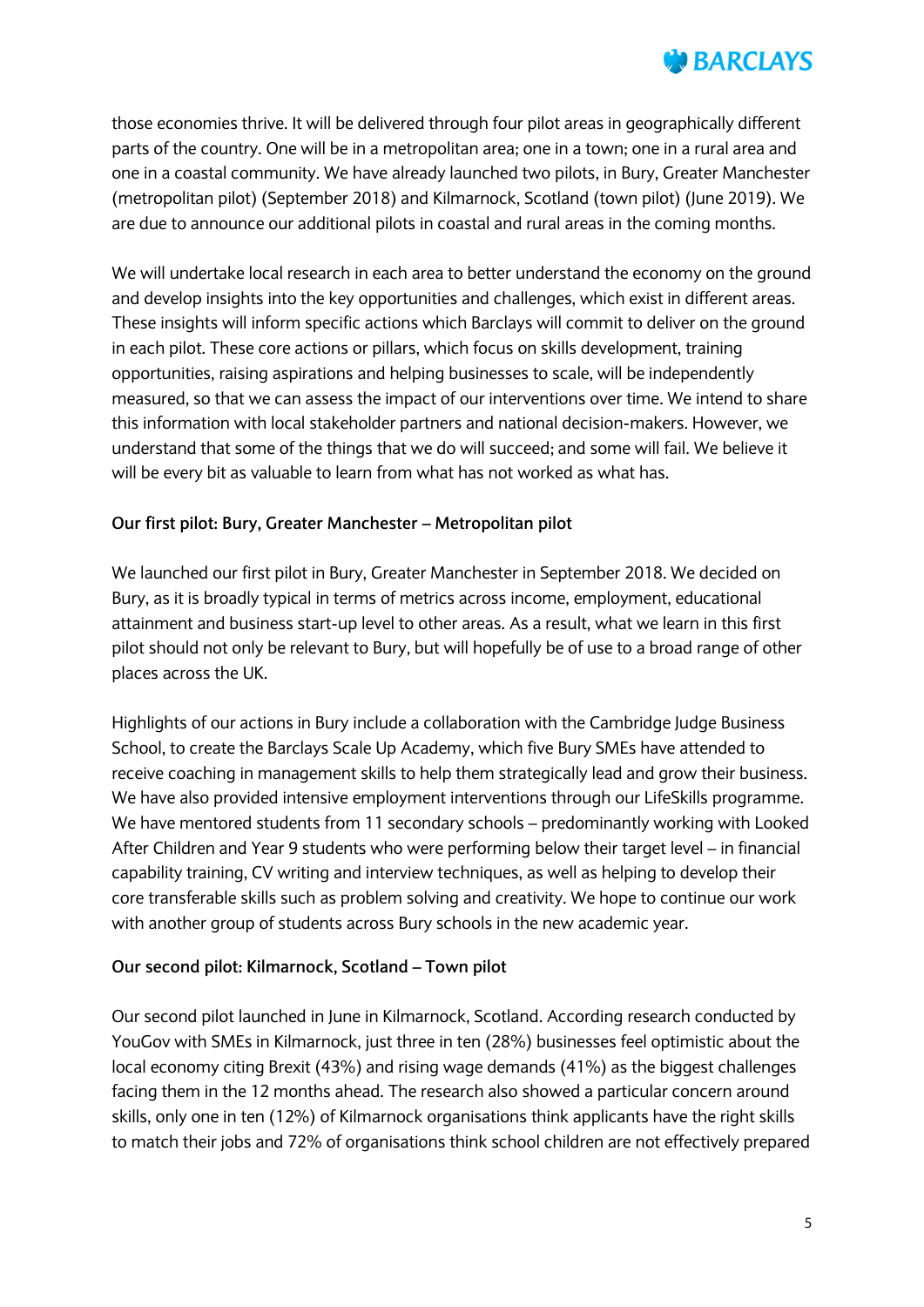those economies thrive. It will be delivered through four pilot areas in geographically different parts of the country. One will be in a metropolitan area; one in a town; one in a rural area and one in a coastal community. We have already launched two pilots, in Bury, Greater Manchester (metropolitan pilot) (September 2018) and Kilmarnock, Scotland (town pilot) (June 2019). We are due to announce our additional pilots in coastal and rural areas in the coming months.

We will undertake local research in each area to better understand the economy on the ground and develop insights into the key opportunities and challenges, which exist in different areas. These insights will inform specific actions which Barclays will commit to deliver on the ground in each pilot. These core actions or pillars, which focus on skills development, training opportunities, raising aspirations and helping businesses to scale, will be independently measured, so that we can assess the impact of our interventions over time. We intend to share this information with local stakeholder partners and national decision-makers. However, we understand that some of the things that we do will succeed; and some will fail. We believe it will be every bit as valuable to learn from what has not worked as what has.

**Our first pilot: Bury, Greater Manchester – Metropolitan pilot**

We launched our first pilot in Bury, Greater Manchester in September 2018. We decided on Bury, as it is broadly typical in terms of metrics across income, employment, educational attainment and business start-up level to other areas. As a result, what we learn in this first pilot should not only be relevant to Bury, but will hopefully be of use to a broad range of other places across the UK.

Highlights of our actions in Bury include a collaboration with the Cambridge Judge Business School, to create the Barclays Scale Up Academy, which five Bury SMEs have attended to receive coaching in management skills to help them strategically lead and grow their business. We have also provided intensive employment interventions through our LifeSkills programme. We have mentored students from 11 secondary schools – predominantly working with Looked After Children and Year 9 students who were performing below their target level – in financial capability training, CV writing and interview techniques, as well as helping to develop their core transferable skills such as problem solving and creativity. We hope to continue our work with another group of students across Bury schools in the new academic year.

**Our second pilot: Kilmarnock, Scotland – Town pilot**

Our second pilot launched in June in Kilmarnock, Scotland. According research conducted by YouGov with SMEs in Kilmarnock, just three in ten (28%) businesses feel optimistic about the local economy citing Brexit (43%) and rising wage demands (41%) as the biggest challenges facing them in the 12 months ahead. The research also showed a particular concern around skills, only one in ten (12%) of Kilmarnock organisations think applicants have the right skills to match their jobs and 72% of organisations think school children are not effectively prepared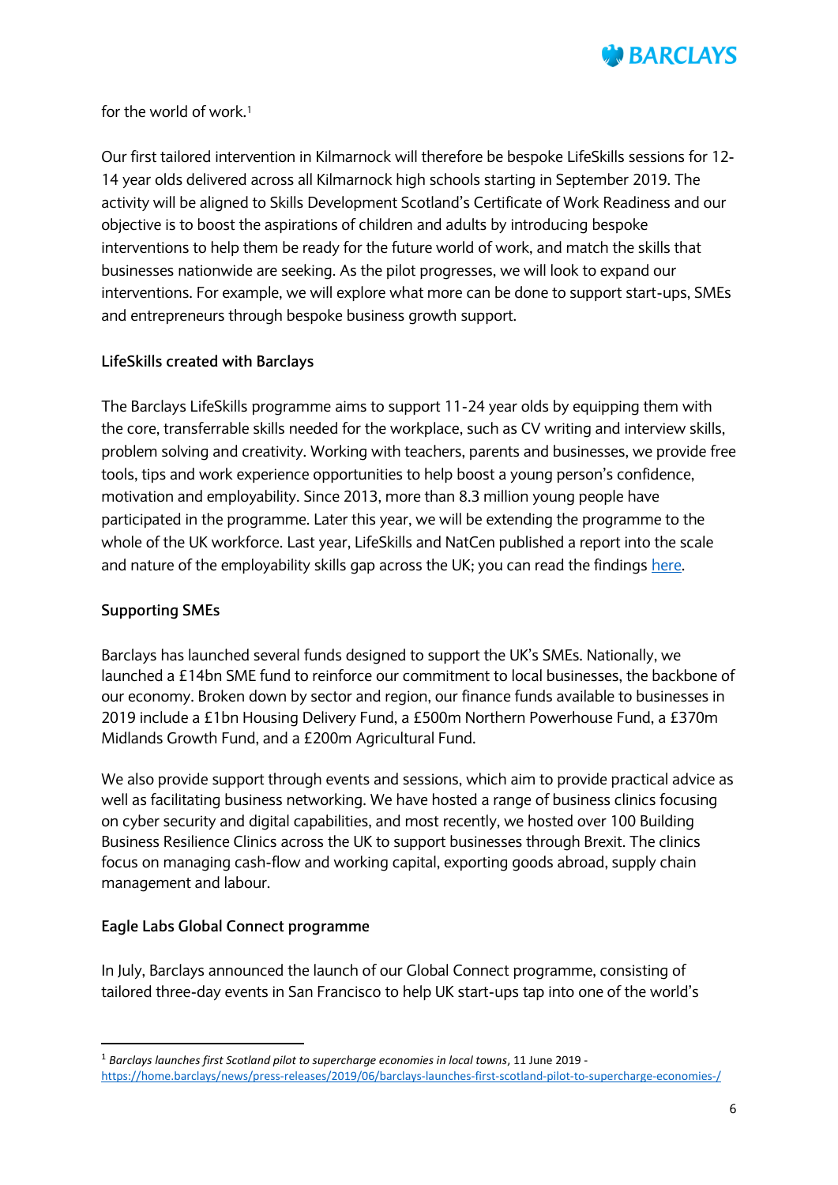for the world of work.[1]

Our first tailored intervention in Kilmarnock will therefore be bespoke LifeSkills sessions for 12-14 year olds delivered across all Kilmarnock high schools starting in September 2019. The activity will be aligned to Skills Development Scotland's Certificate of Work Readiness and our objective is to boost the aspirations of children and adults by introducing bespoke interventions to help them be ready for the future world of work, and match the skills that businesses nationwide are seeking. As the pilot progresses, we will look to expand our interventions. For example, we will explore what more can be done to support start-ups, SMEs and entrepreneurs through bespoke business growth support.

**LifeSkills created with Barclays**

The Barclays LifeSkills programme aims to support 11-24 year olds by equipping them with the core, transferrable skills needed for the workplace, such as CV writing and interview skills, problem solving and creativity. Working with teachers, parents and businesses, we provide free tools, tips and work experience opportunities to help boost a young person's confidence, motivation and employability. Since 2013, more than 8.3 million young people have participated in the programme. Later this year, we will be extending the programme to the whole of the UK workforce. Last year, LifeSkills and NatCen published a report into the scale and nature of the employability skills gap across the UK; you can read the findings [here](#).

**Supporting SMEs**

Barclays has launched several funds designed to support the UK's SMEs. Nationally, we launched a £14bn SME fund to reinforce our commitment to local businesses, the backbone of our economy. Broken down by sector and region, our finance funds available to businesses in 2019 include a £1bn Housing Delivery Fund, a £500m Northern Powerhouse Fund, a £370m Midlands Growth Fund, and a £200m Agricultural Fund.

We also provide support through events and sessions, which aim to provide practical advice as well as facilitating business networking. We have hosted a range of business clinics focusing on cyber security and digital capabilities, and most recently, we hosted over 100 Building Business Resilience Clinics across the UK to support businesses through Brexit. The clinics focus on managing cash-flow and working capital, exporting goods abroad, supply chain management and labour.

**Eagle Labs Global Connect programme**

In July, Barclays announced the launch of our Global Connect programme, consisting of tailored three-day events in San Francisco to help UK start-ups tap into one of the world's

---

[1] *Barclays launches first Scotland pilot to supercharge economies in local towns*, 11 June 2019 - https://home.barclays/news/press-releases/2019/06/barclays-launches-first-scotland-pilot-to-supercharge-economies-/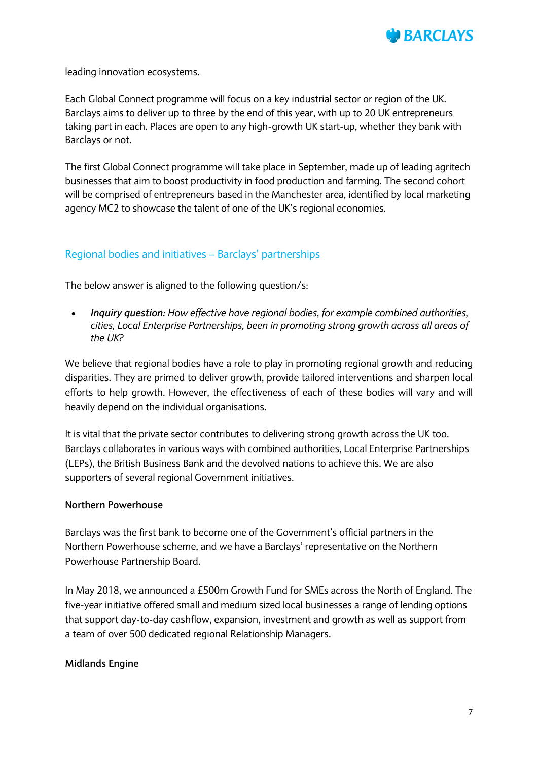leading innovation ecosystems.

Each Global Connect programme will focus on a key industrial sector or region of the UK. Barclays aims to deliver up to three by the end of this year, with up to 20 UK entrepreneurs taking part in each. Places are open to any high-growth UK start-up, whether they bank with Barclays or not.

The first Global Connect programme will take place in September, made up of leading agritech businesses that aim to boost productivity in food production and farming. The second cohort will be comprised of entrepreneurs based in the Manchester area, identified by local marketing agency MC2 to showcase the talent of one of the UK's regional economies.

## Regional bodies and initiatives – Barclays' partnerships

The below answer is aligned to the following question/s:

- ***Inquiry question:*** *How effective have regional bodies, for example combined authorities, cities, Local Enterprise Partnerships, been in promoting strong growth across all areas of the UK?*

We believe that regional bodies have a role to play in promoting regional growth and reducing disparities. They are primed to deliver growth, provide tailored interventions and sharpen local efforts to help growth. However, the effectiveness of each of these bodies will vary and will heavily depend on the individual organisations.

It is vital that the private sector contributes to delivering strong growth across the UK too. Barclays collaborates in various ways with combined authorities, Local Enterprise Partnerships (LEPs), the British Business Bank and the devolved nations to achieve this. We are also supporters of several regional Government initiatives.

**Northern Powerhouse**

Barclays was the first bank to become one of the Government's official partners in the Northern Powerhouse scheme, and we have a Barclays' representative on the Northern Powerhouse Partnership Board.

In May 2018, we announced a £500m Growth Fund for SMEs across the North of England. The five-year initiative offered small and medium sized local businesses a range of lending options that support day-to-day cashflow, expansion, investment and growth as well as support from a team of over 500 dedicated regional Relationship Managers.

**Midlands Engine**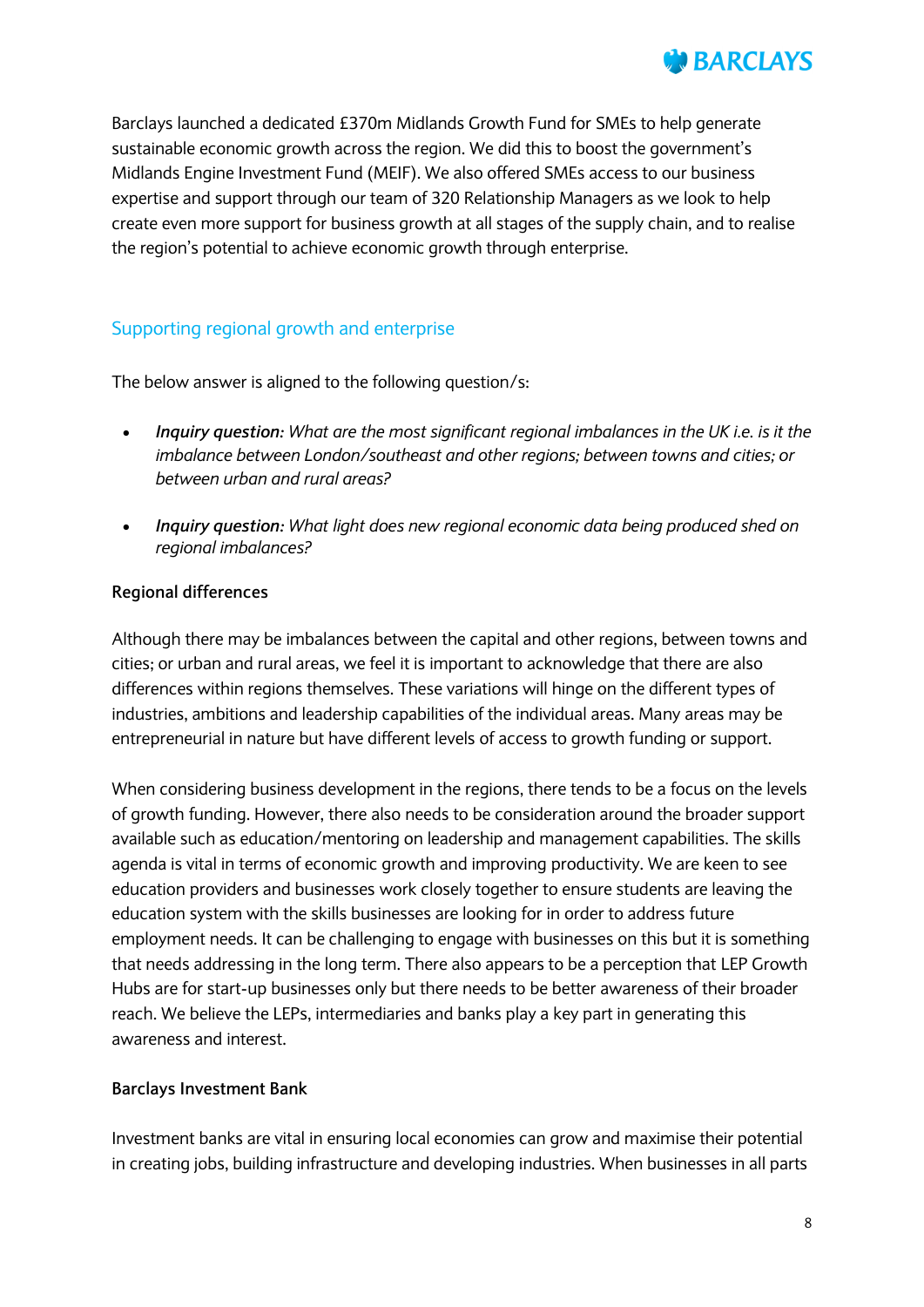Barclays launched a dedicated £370m Midlands Growth Fund for SMEs to help generate sustainable economic growth across the region. We did this to boost the government's Midlands Engine Investment Fund (MEIF). We also offered SMEs access to our business expertise and support through our team of 320 Relationship Managers as we look to help create even more support for business growth at all stages of the supply chain, and to realise the region's potential to achieve economic growth through enterprise.

## Supporting regional growth and enterprise

The below answer is aligned to the following question/s:

- ***Inquiry question:*** *What are the most significant regional imbalances in the UK i.e. is it the imbalance between London/southeast and other regions; between towns and cities; or between urban and rural areas?*

- ***Inquiry question:*** *What light does new regional economic data being produced shed on regional imbalances?*

**Regional differences**

Although there may be imbalances between the capital and other regions, between towns and cities; or urban and rural areas, we feel it is important to acknowledge that there are also differences within regions themselves. These variations will hinge on the different types of industries, ambitions and leadership capabilities of the individual areas. Many areas may be entrepreneurial in nature but have different levels of access to growth funding or support.

When considering business development in the regions, there tends to be a focus on the levels of growth funding. However, there also needs to be consideration around the broader support available such as education/mentoring on leadership and management capabilities. The skills agenda is vital in terms of economic growth and improving productivity. We are keen to see education providers and businesses work closely together to ensure students are leaving the education system with the skills businesses are looking for in order to address future employment needs. It can be challenging to engage with businesses on this but it is something that needs addressing in the long term. There also appears to be a perception that LEP Growth Hubs are for start-up businesses only but there needs to be better awareness of their broader reach. We believe the LEPs, intermediaries and banks play a key part in generating this awareness and interest.

**Barclays Investment Bank**

Investment banks are vital in ensuring local economies can grow and maximise their potential in creating jobs, building infrastructure and developing industries. When businesses in all parts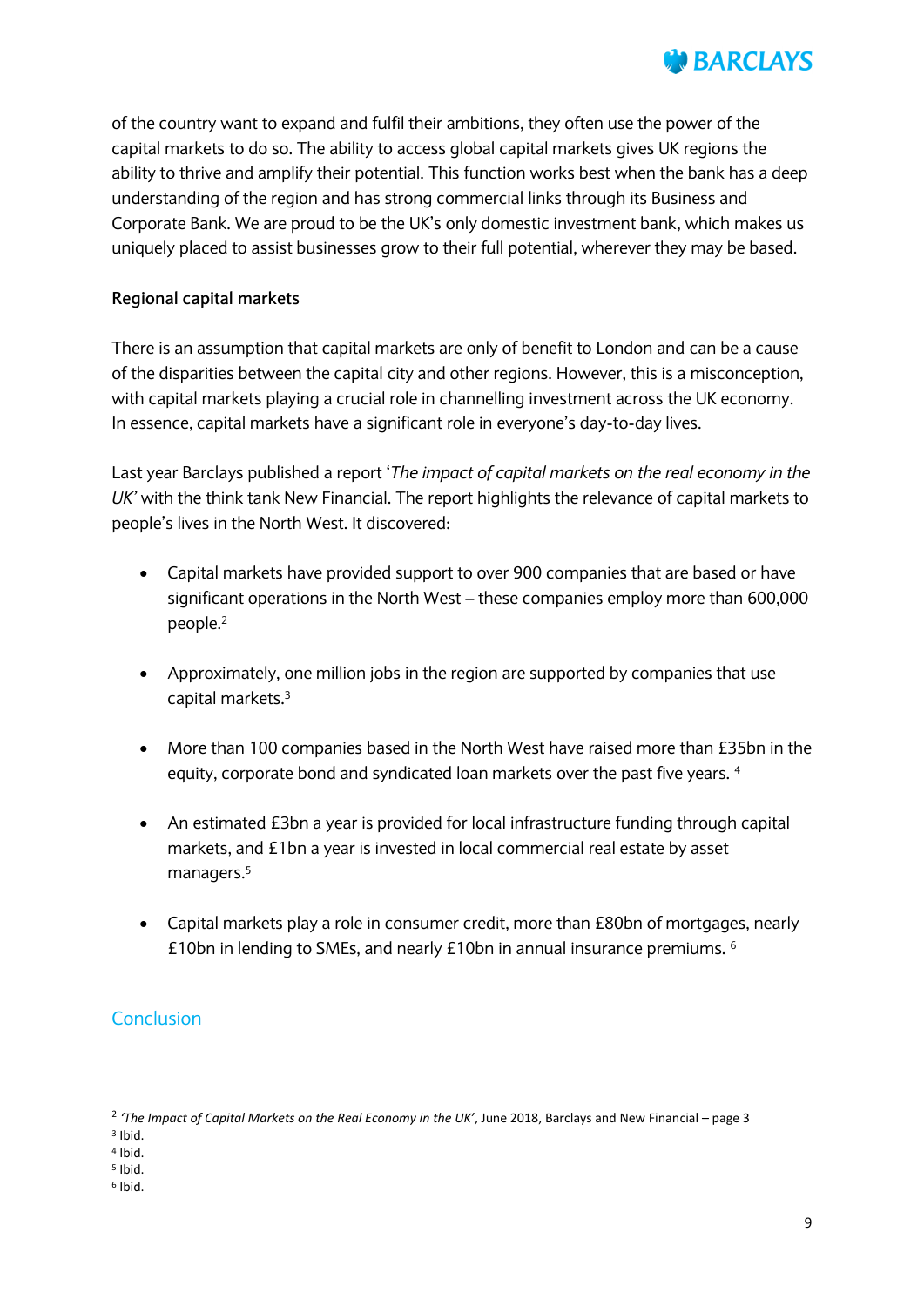of the country want to expand and fulfil their ambitions, they often use the power of the capital markets to do so. The ability to access global capital markets gives UK regions the ability to thrive and amplify their potential. This function works best when the bank has a deep understanding of the region and has strong commercial links through its Business and Corporate Bank. We are proud to be the UK's only domestic investment bank, which makes us uniquely placed to assist businesses grow to their full potential, wherever they may be based.

**Regional capital markets**

There is an assumption that capital markets are only of benefit to London and can be a cause of the disparities between the capital city and other regions. However, this is a misconception, with capital markets playing a crucial role in channelling investment across the UK economy. In essence, capital markets have a significant role in everyone's day-to-day lives.

Last year Barclays published a report '*The impact of capital markets on the real economy in the UK*' with the think tank New Financial. The report highlights the relevance of capital markets to people's lives in the North West. It discovered:

- Capital markets have provided support to over 900 companies that are based or have significant operations in the North West – these companies employ more than 600,000 people.[2]
- Approximately, one million jobs in the region are supported by companies that use capital markets.[3]
- More than 100 companies based in the North West have raised more than £35bn in the equity, corporate bond and syndicated loan markets over the past five years. [4]
- An estimated £3bn a year is provided for local infrastructure funding through capital markets, and £1bn a year is invested in local commercial real estate by asset managers.[5]
- Capital markets play a role in consumer credit, more than £80bn of mortgages, nearly £10bn in lending to SMEs, and nearly £10bn in annual insurance premiums. [6]

## Conclusion

---

[2] *'The Impact of Capital Markets on the Real Economy in the UK'*, June 2018, Barclays and New Financial – page 3

[3] Ibid.

[4] Ibid.

[5] Ibid.

[6] Ibid.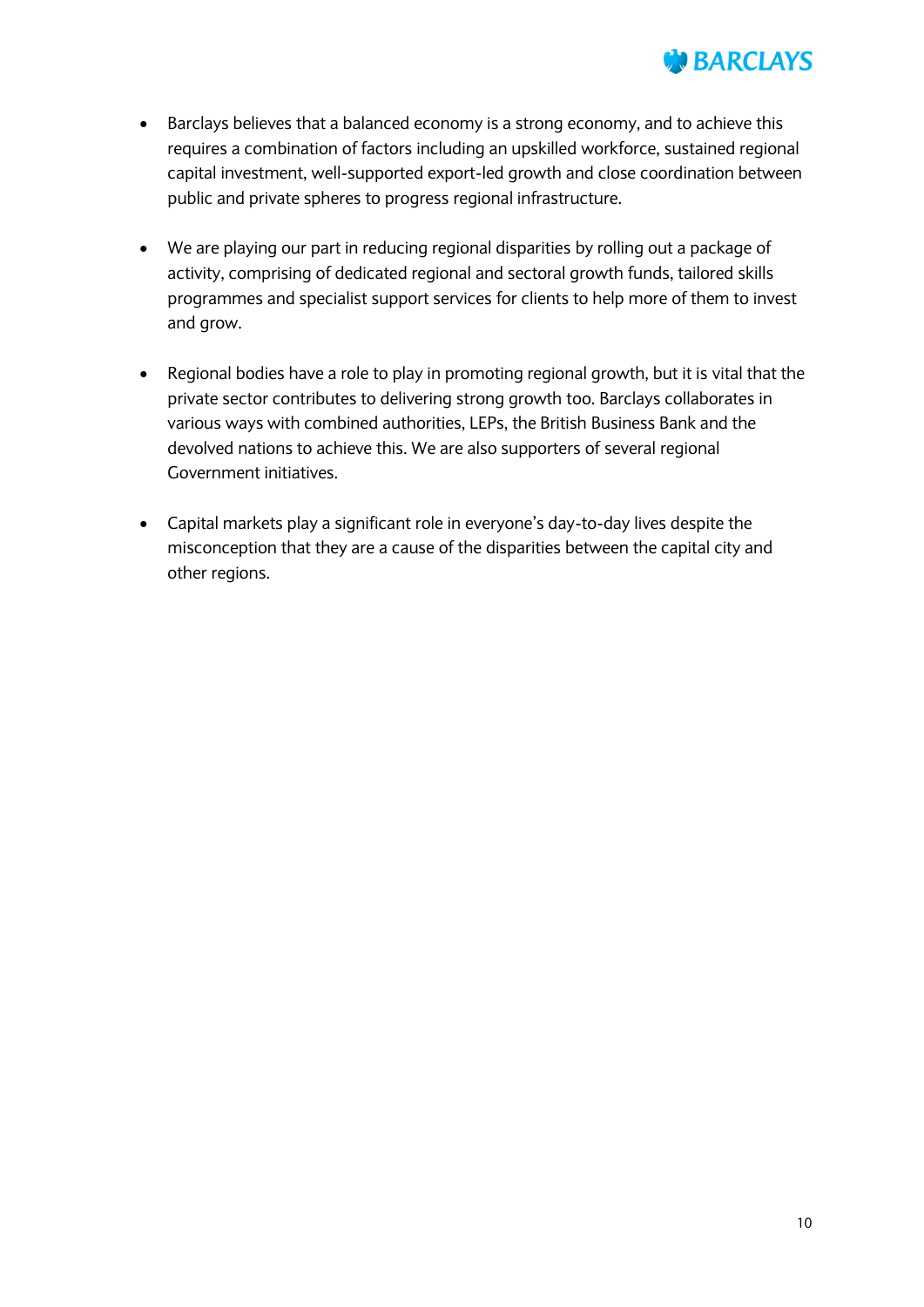- Barclays believes that a balanced economy is a strong economy, and to achieve this requires a combination of factors including an upskilled workforce, sustained regional capital investment, well-supported export-led growth and close coordination between public and private spheres to progress regional infrastructure.

- We are playing our part in reducing regional disparities by rolling out a package of activity, comprising of dedicated regional and sectoral growth funds, tailored skills programmes and specialist support services for clients to help more of them to invest and grow.

- Regional bodies have a role to play in promoting regional growth, but it is vital that the private sector contributes to delivering strong growth too. Barclays collaborates in various ways with combined authorities, LEPs, the British Business Bank and the devolved nations to achieve this. We are also supporters of several regional Government initiatives.

- Capital markets play a significant role in everyone's day-to-day lives despite the misconception that they are a cause of the disparities between the capital city and other regions.